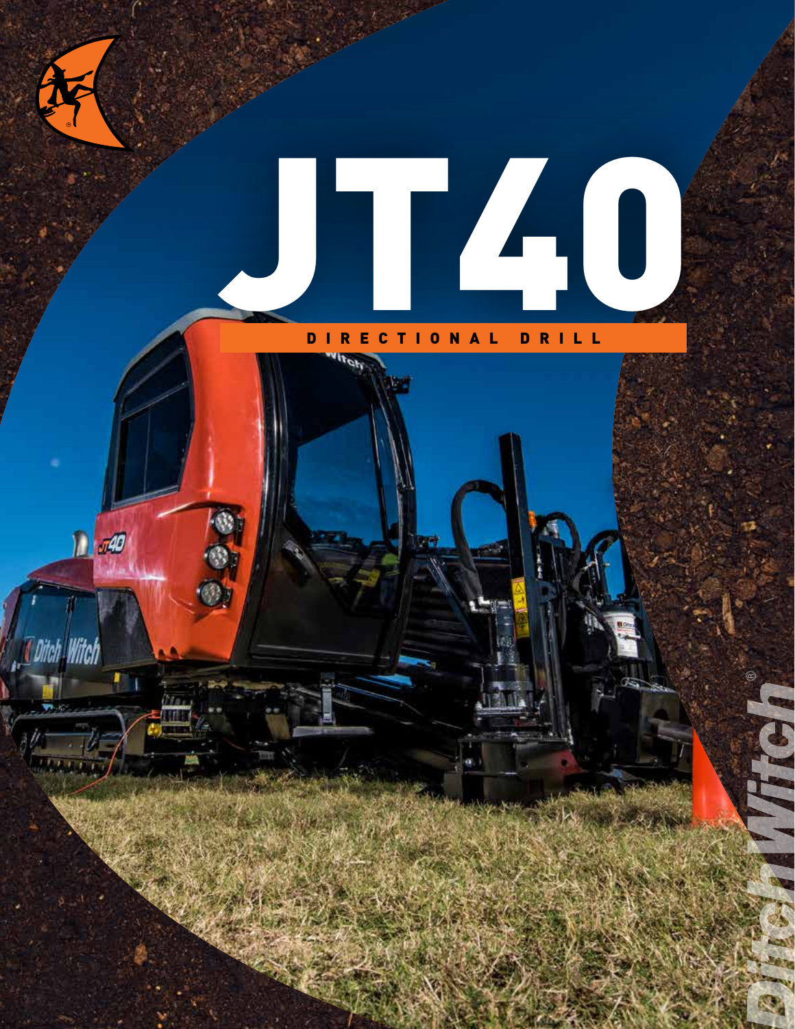# JT40

DIRECTIONAL DRILL

Ditch Witch®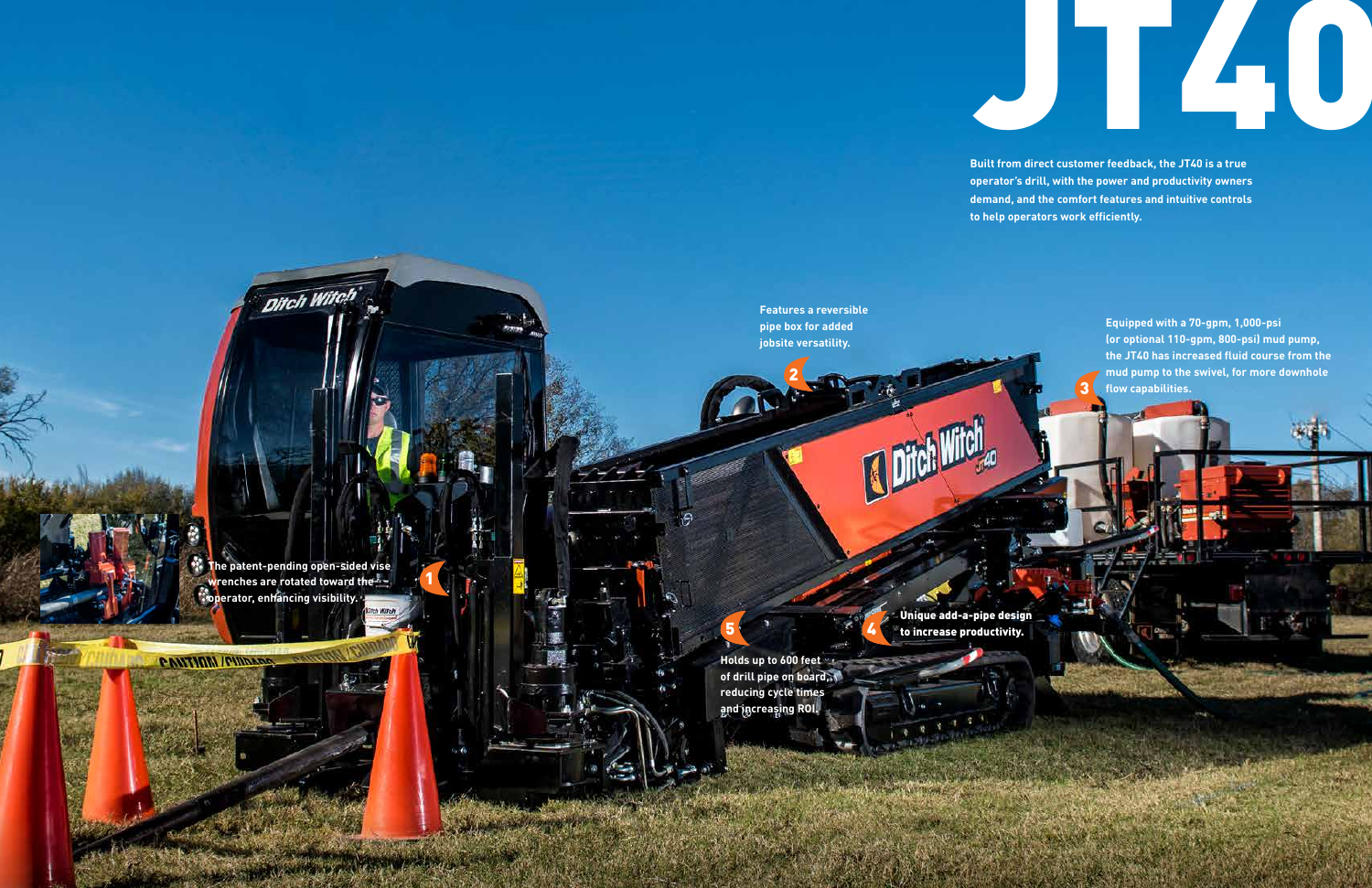# JT40

**Built from direct customer feedback, the JT40 is a true operator's drill, with the power and productivity owners demand, and the comfort features and intuitive controls to help operators work efficiently.**

1. The patent-pending open-sided vise wrenches are rotated toward the operator, enhancing visibility.
2. Features a reversible pipe box for added jobsite versatility.
3. Equipped with a 70-gpm, 1,000-psi (or optional 110-gpm, 800-psi) mud pump, the JT40 has increased fluid course from the mud pump to the swivel, for more downhole flow capabilities.
4. Unique add-a-pipe design to increase productivity.
5. Holds up to 600 feet of drill pipe on board, reducing cycle times and increasing ROI.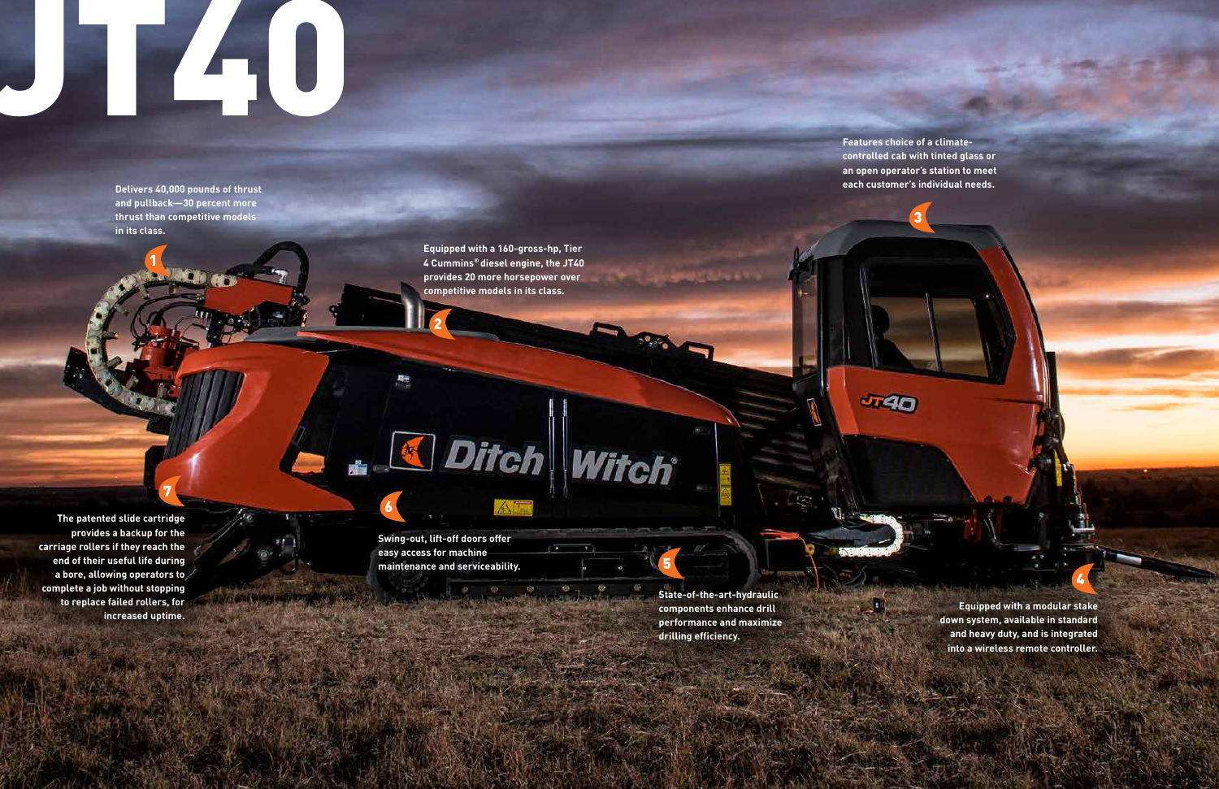# JT40

**1** Delivers 40,000 pounds of thrust and pullback—30 percent more thrust than competitive models in its class.

**2** Equipped with a 160-gross-hp, Tier 4 Cummins® diesel engine, the JT40 provides 20 more horsepower over competitive models in its class.

**3** Features choice of a climate-controlled cab with tinted glass or an open operator's station to meet each customer's individual needs.

**4** Equipped with a modular stake down system, available in standard and heavy duty, and is integrated into a wireless remote controller.

**5** State-of-the-art-hydraulic components enhance drill performance and maximize drilling efficiency.

**6** Swing-out, lift-off doors offer easy access for machine maintenance and serviceability.

**7** The patented slide cartridge provides a backup for the carriage rollers if they reach the end of their useful life during a bore, allowing operators to complete a job without stopping to replace failed rollers, for increased uptime.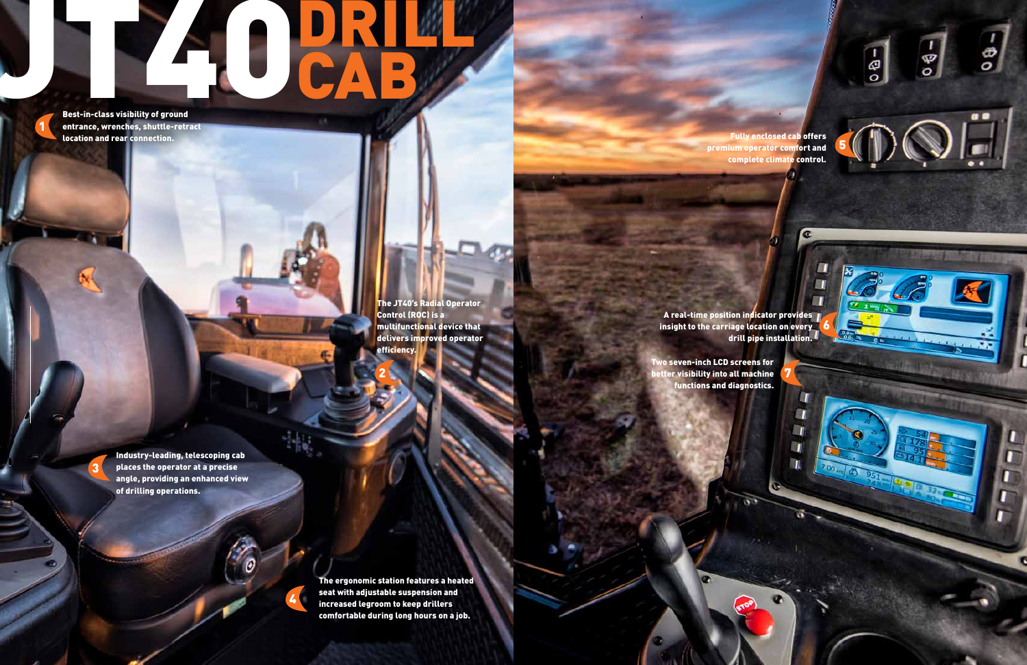# JT40 DRILL CAB

1. Best-in-class visibility of ground entrance, wrenches, shuttle-retract location and rear connection.

2. The JT40's Radial Operator Control (ROC) is a multifunctional device that delivers improved operator efficiency.

3. Industry-leading, telescoping cab places the operator at a precise angle, providing an enhanced view of drilling operations.

4. The ergonomic station features a heated seat with adjustable suspension and increased legroom to keep drillers comfortable during long hours on a job.

5. Fully enclosed cab offers premium operator comfort and complete climate control.

6. A real-time position indicator provides insight to the carriage location on every drill pipe installation.

7. Two seven-inch LCD screens for better visibility into all machine functions and diagnostics.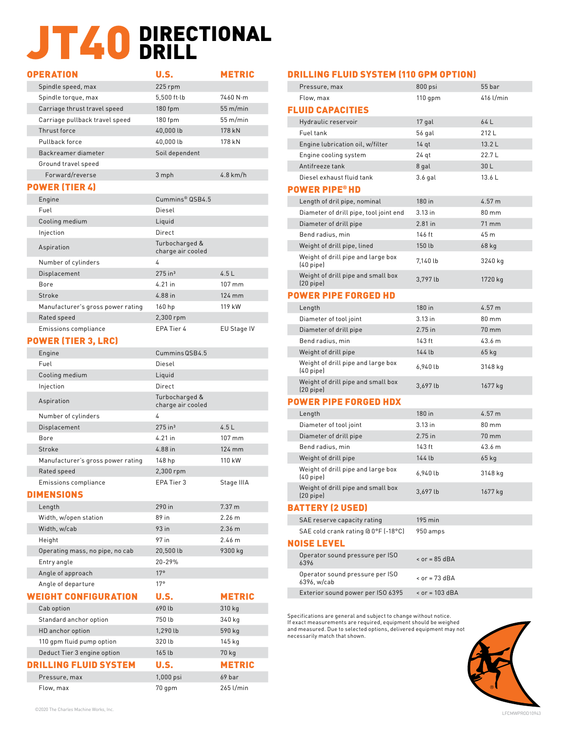# JT40 DIRECTIONAL DRILL

## OPERATION

| OPERATION | U.S. | METRIC |
|---|---|---|
| Spindle speed, max | 225 rpm | |
| Spindle torque, max | 5,500 ft·lb | 7460 N·m |
| Carriage thrust travel speed | 180 fpm | 55 m/min |
| Carriage pullback travel speed | 180 fpm | 55 m/min |
| Thrust force | 40,000 lb | 178 kN |
| Pullback force | 40,000 lb | 178 kN |
| Backreamer diameter | Soil dependent | |
| Ground travel speed | | |
| Forward/reverse | 3 mph | 4.8 km/h |

## POWER (TIER 4)

| | | |
|---|---|---|
| Engine | Cummins® QSB4.5 | |
| Fuel | Diesel | |
| Cooling medium | Liquid | |
| Injection | Direct | |
| Aspiration | Turbocharged & charge air cooled | |
| Number of cylinders | 4 | |
| Displacement | 275 in³ | 4.5 L |
| Bore | 4.21 in | 107 mm |
| Stroke | 4.88 in | 124 mm |
| Manufacturer's gross power rating | 160 hp | 119 kW |
| Rated speed | 2,300 rpm | |
| Emissions compliance | EPA Tier 4 | EU Stage IV |

## POWER (TIER 3, LRC)

| | | |
|---|---|---|
| Engine | Cummins QSB4.5 | |
| Fuel | Diesel | |
| Cooling medium | Liquid | |
| Injection | Direct | |
| Aspiration | Turbocharged & charge air cooled | |
| Number of cylinders | 4 | |
| Displacement | 275 in³ | 4.5 L |
| Bore | 4.21 in | 107 mm |
| Stroke | 4.88 in | 124 mm |
| Manufacturer's gross power rating | 148 hp | 110 kW |
| Rated speed | 2,300 rpm | |
| Emissions compliance | EPA Tier 3 | Stage IIIA |

## DIMENSIONS

| | | |
|---|---|---|
| Length | 290 in | 7.37 m |
| Width, w/open station | 89 in | 2.26 m |
| Width, w/cab | 93 in | 2.36 m |
| Height | 97 in | 2.46 m |
| Operating mass, no pipe, no cab | 20,500 lb | 9300 kg |
| Entry angle | 20-29% | |
| Angle of approach | 17° | |
| Angle of departure | 17° | |

## WEIGHT CONFIGURATION

| WEIGHT CONFIGURATION | U.S. | METRIC |
|---|---|---|
| Cab option | 690 lb | 310 kg |
| Standard anchor option | 750 lb | 340 kg |
| HD anchor option | 1,290 lb | 590 kg |
| 110 gpm fluid pump option | 320 lb | 145 kg |
| Deduct Tier 3 engine option | 165 lb | 70 kg |

## DRILLING FLUID SYSTEM

| DRILLING FLUID SYSTEM | U.S. | METRIC |
|---|---|---|
| Pressure, max | 1,000 psi | 69 bar |
| Flow, max | 70 gpm | 265 l/min |

## DRILLING FLUID SYSTEM (110 GPM OPTION)

| | | |
|---|---|---|
| Pressure, max | 800 psi | 55 bar |
| Flow, max | 110 gpm | 416 l/min |

## FLUID CAPACITIES

| | | |
|---|---|---|
| Hydraulic reservoir | 17 gal | 64 L |
| Fuel tank | 56 gal | 212 L |
| Engine lubrication oil, w/filter | 14 qt | 13.2 L |
| Engine cooling system | 24 qt | 22.7 L |
| Antifreeze tank | 8 gal | 30 L |
| Diesel exhaust fluid tank | 3.6 gal | 13.6 L |

## POWER PIPE® HD

| | | |
|---|---|---|
| Length of dril pipe, nominal | 180 in | 4.57 m |
| Diameter of drill pipe, tool joint end | 3.13 in | 80 mm |
| Diameter of drill pipe | 2.81 in | 71 mm |
| Bend radius, min | 146 ft | 45 m |
| Weight of drill pipe, lined | 150 lb | 68 kg |
| Weight of drill pipe and large box (40 pipe) | 7,140 lb | 3240 kg |
| Weight of drill pipe and small box (20 pipe) | 3,797 lb | 1720 kg |

## POWER PIPE FORGED HD

| | | |
|---|---|---|
| Length | 180 in | 4.57 m |
| Diameter of tool joint | 3.13 in | 80 mm |
| Diameter of drill pipe | 2.75 in | 70 mm |
| Bend radius, min | 143 ft | 43.6 m |
| Weight of drill pipe | 144 lb | 65 kg |
| Weight of drill pipe and large box (40 pipe) | 6,940 lb | 3148 kg |
| Weight of drill pipe and small box (20 pipe) | 3,697 lb | 1677 kg |

## POWER PIPE FORGED HDX

| | | |
|---|---|---|
| Length | 180 in | 4.57 m |
| Diameter of tool joint | 3.13 in | 80 mm |
| Diameter of drill pipe | 2.75 in | 70 mm |
| Bend radius, min | 143 ft | 43.6 m |
| Weight of drill pipe | 144 lb | 65 kg |
| Weight of drill pipe and large box (40 pipe) | 6,940 lb | 3148 kg |
| Weight of drill pipe and small box (20 pipe) | 3,697 lb | 1677 kg |

## BATTERY (2 USED)

| | |
|---|---|
| SAE reserve capacity rating | 195 min |
| SAE cold crank rating @ 0°F (-18°C) | 950 amps |

## NOISE LEVEL

| | |
|---|---|
| Operator sound pressure per ISO 6396 | < or = 85 dBA |
| Operator sound pressure per ISO 6396, w/cab | < or = 73 dBA |
| Exterior sound power per ISO 6395 | < or = 103 dBA |

Specifications are general and subject to change without notice. If exact measurements are required, equipment should be weighed and measured. Due to selected options, delivered equipment may not necessarily match that shown.

©2020 The Charles Machine Works, Inc.

LFCMWPROD10943